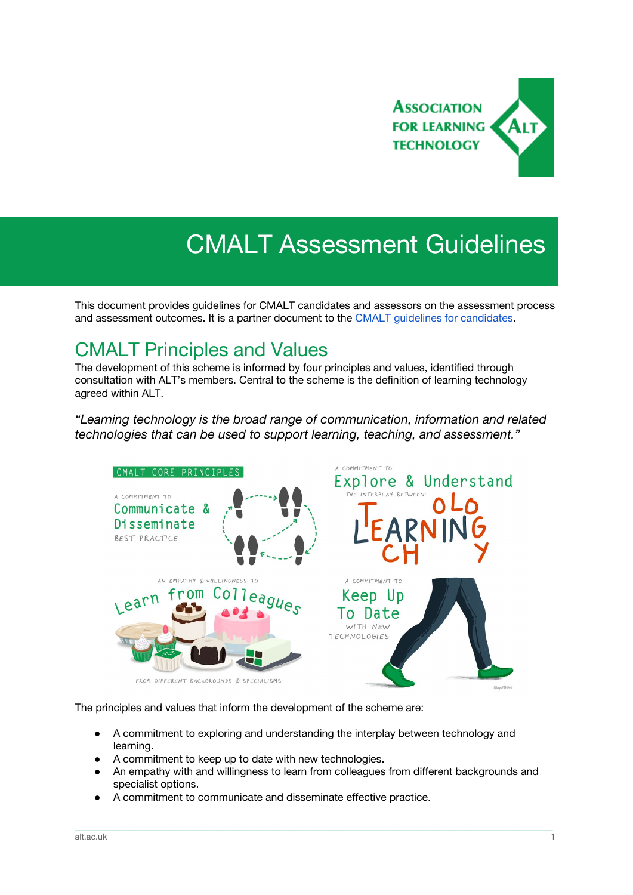# CMALT Assessment Guidelines

This document provides guidelines for CMALT candidates and assessors on the assessment process and assessment outcomes. It is a partner document to the [CMALT guidelines for candidates](#).

## CMALT Principles and Values

The development of this scheme is informed by four principles and values, identified through consultation with ALT's members. Central to the scheme is the definition of learning technology agreed within ALT.

*"Learning technology is the broad range of communication, information and related technologies that can be used to support learning, teaching, and assessment."*

The principles and values that inform the development of the scheme are:

- A commitment to exploring and understanding the interplay between technology and learning.
- A commitment to keep up to date with new technologies.
- An empathy with and willingness to learn from colleagues from different backgrounds and specialist options.
- A commitment to communicate and disseminate effective practice.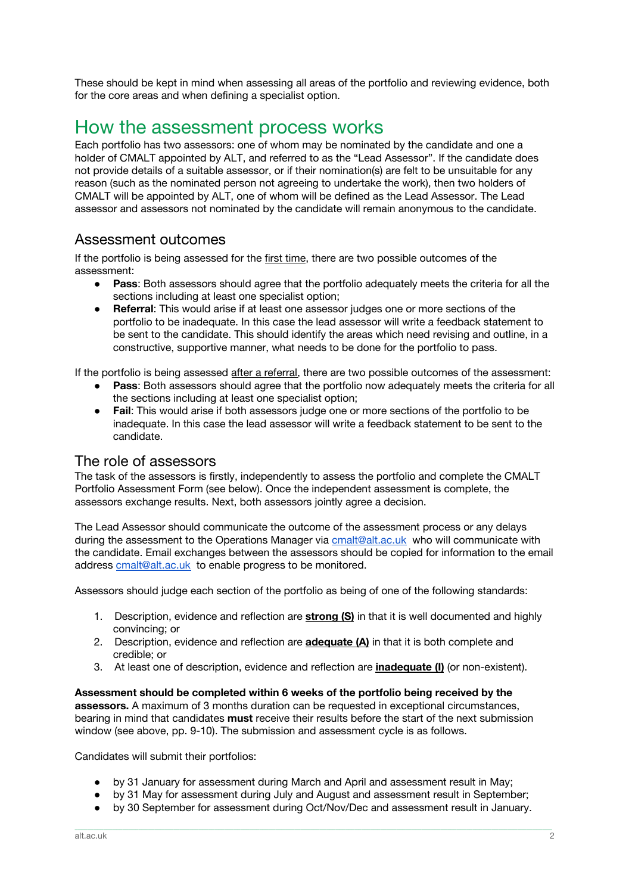These should be kept in mind when assessing all areas of the portfolio and reviewing evidence, both for the core areas and when defining a specialist option.

# How the assessment process works

Each portfolio has two assessors: one of whom may be nominated by the candidate and one a holder of CMALT appointed by ALT, and referred to as the "Lead Assessor". If the candidate does not provide details of a suitable assessor, or if their nomination(s) are felt to be unsuitable for any reason (such as the nominated person not agreeing to undertake the work), then two holders of CMALT will be appointed by ALT, one of whom will be defined as the Lead Assessor. The Lead assessor and assessors not nominated by the candidate will remain anonymous to the candidate.

## Assessment outcomes

If the portfolio is being assessed for the first time, there are two possible outcomes of the assessment:

- **Pass**: Both assessors should agree that the portfolio adequately meets the criteria for all the sections including at least one specialist option;
- **Referral**: This would arise if at least one assessor judges one or more sections of the portfolio to be inadequate. In this case the lead assessor will write a feedback statement to be sent to the candidate. This should identify the areas which need revising and outline, in a constructive, supportive manner, what needs to be done for the portfolio to pass.

If the portfolio is being assessed after a referral, there are two possible outcomes of the assessment:

- **Pass**: Both assessors should agree that the portfolio now adequately meets the criteria for all the sections including at least one specialist option;
- **Fail**: This would arise if both assessors judge one or more sections of the portfolio to be inadequate. In this case the lead assessor will write a feedback statement to be sent to the candidate.

## The role of assessors

The task of the assessors is firstly, independently to assess the portfolio and complete the CMALT Portfolio Assessment Form (see below). Once the independent assessment is complete, the assessors exchange results. Next, both assessors jointly agree a decision.

The Lead Assessor should communicate the outcome of the assessment process or any delays during the assessment to the Operations Manager via cmalt@alt.ac.uk who will communicate with the candidate. Email exchanges between the assessors should be copied for information to the email address cmalt@alt.ac.uk to enable progress to be monitored.

Assessors should judge each section of the portfolio as being of one of the following standards:

1. Description, evidence and reflection are **strong (S)** in that it is well documented and highly convincing; or
2. Description, evidence and reflection are **adequate (A)** in that it is both complete and credible; or
3. At least one of description, evidence and reflection are **inadequate (I)** (or non-existent).

**Assessment should be completed within 6 weeks of the portfolio being received by the assessors.** A maximum of 3 months duration can be requested in exceptional circumstances, bearing in mind that candidates **must** receive their results before the start of the next submission window (see above, pp. 9-10). The submission and assessment cycle is as follows.

Candidates will submit their portfolios:

- by 31 January for assessment during March and April and assessment result in May;
- by 31 May for assessment during July and August and assessment result in September;
- by 30 September for assessment during Oct/Nov/Dec and assessment result in January.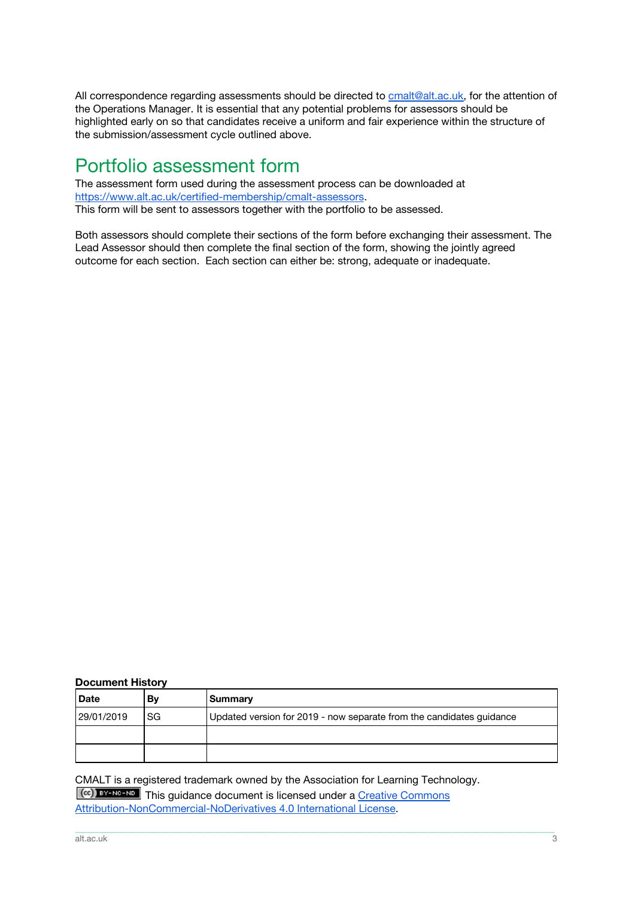All correspondence regarding assessments should be directed to [cmalt@alt.ac.uk](mailto:cmalt@alt.ac.uk), for the attention of the Operations Manager. It is essential that any potential problems for assessors should be highlighted early on so that candidates receive a uniform and fair experience within the structure of the submission/assessment cycle outlined above.

## Portfolio assessment form

The assessment form used during the assessment process can be downloaded at [https://www.alt.ac.uk/certified-membership/cmalt-assessors](https://www.alt.ac.uk/certified-membership/cmalt-assessors).
This form will be sent to assessors together with the portfolio to be assessed.

Both assessors should complete their sections of the form before exchanging their assessment. The Lead Assessor should then complete the final section of the form, showing the jointly agreed outcome for each section. Each section can either be: strong, adequate or inadequate.

**Document History**

| Date | By | Summary |
|---|---|---|
| 29/01/2019 | SG | Updated version for 2019 - now separate from the candidates guidance |
| | | |
| | | |

CMALT is a registered trademark owned by the Association for Learning Technology.
(cc) BY-NC-ND This guidance document is licensed under a [Creative Commons Attribution-NonCommercial-NoDerivatives 4.0 International License](https://creativecommons.org/licenses/by-nc-nd/4.0/).